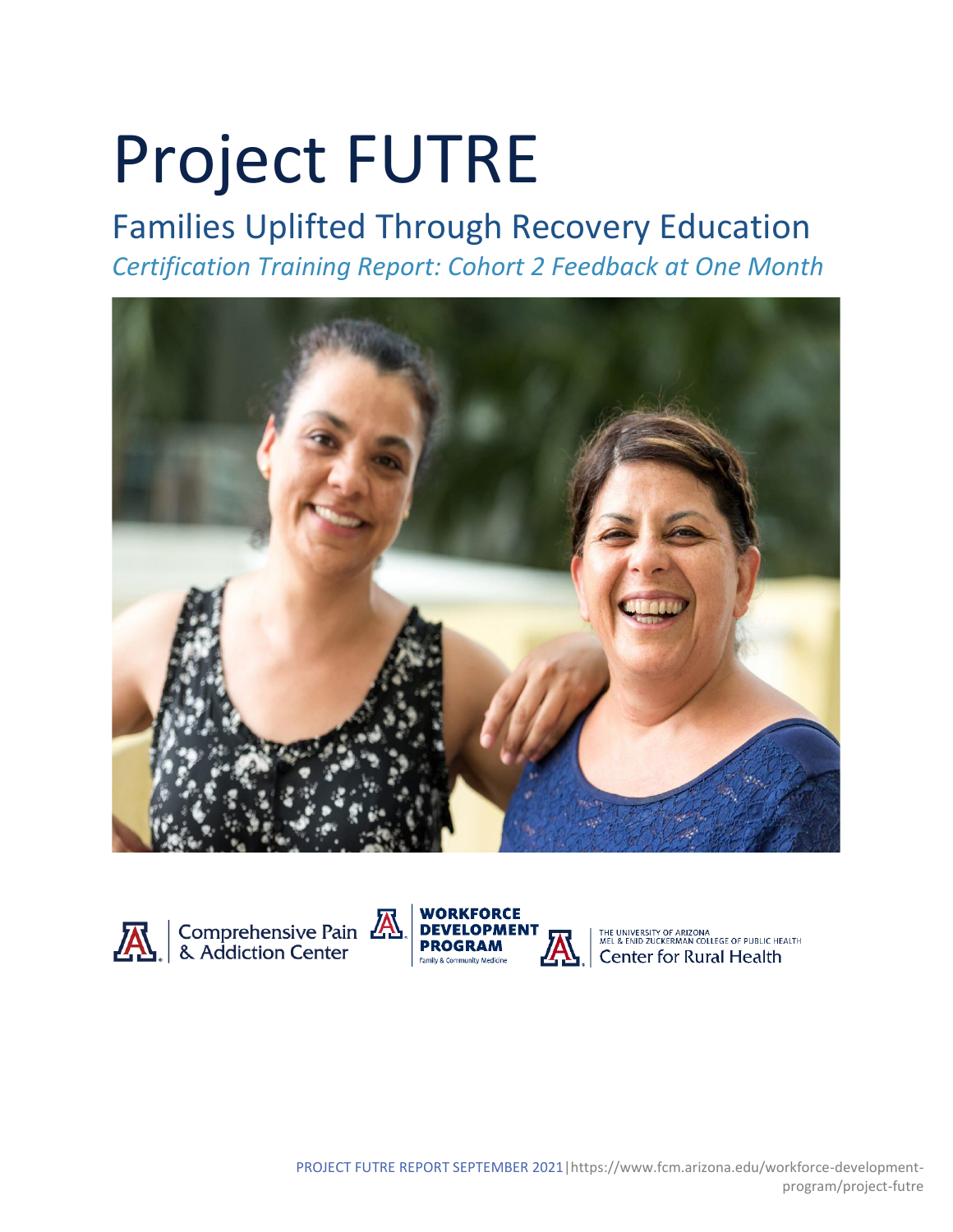# Project FUTRE

## Families Uplifted Through Recovery Education

*Certification Training Report: Cohort 2 Feedback at One Month*

Comprehensive Pain & Addiction Center

WORKFORCE DEVELOPMENT PROGRAM
Family & Community Medicine

THE UNIVERSITY OF ARIZONA
MEL & ENID ZUCKERMAN COLLEGE OF PUBLIC HEALTH
Center for Rural Health

PROJECT FUTRE REPORT SEPTEMBER 2021|https://www.fcm.arizona.edu/workforce-development-program/project-futre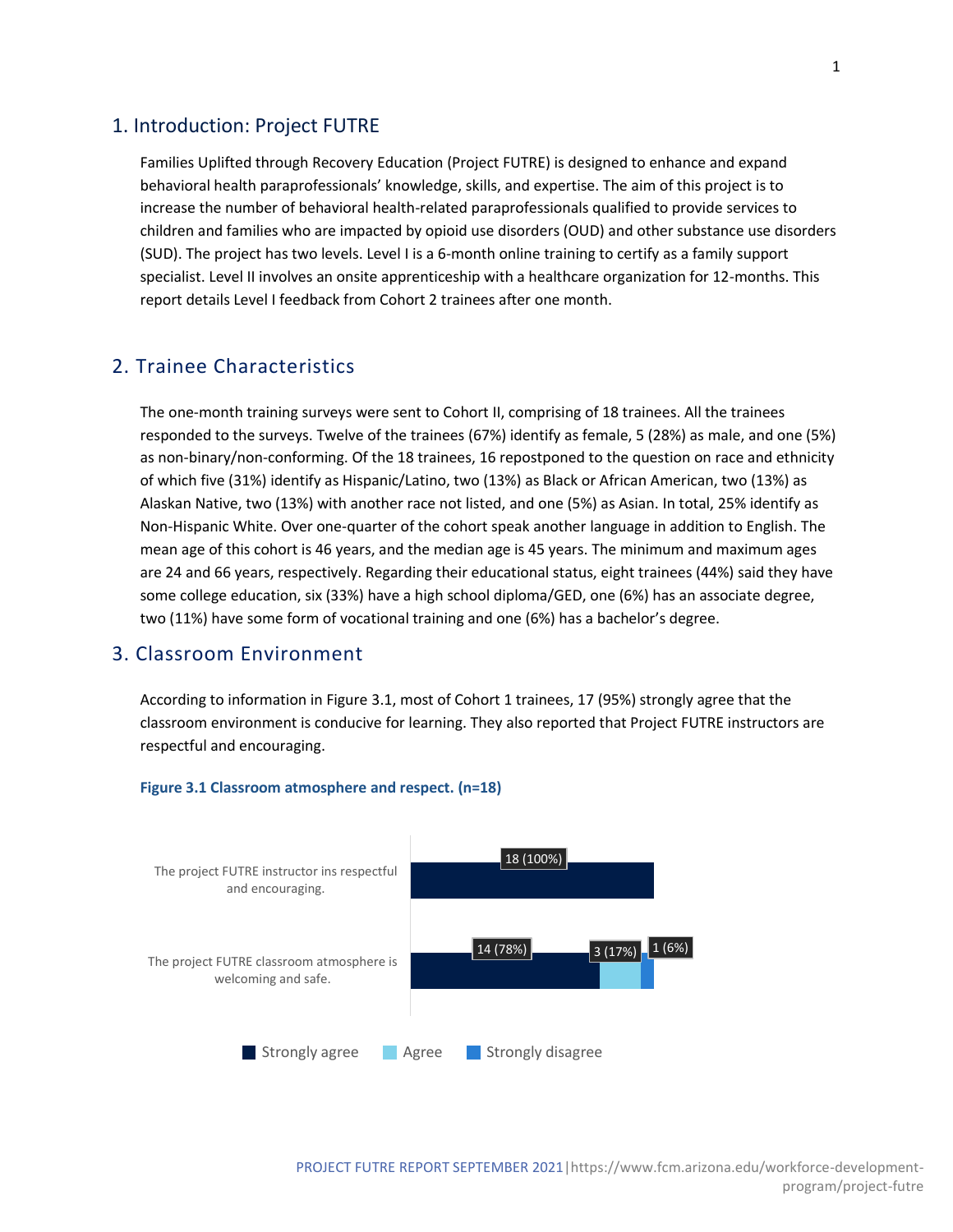## 1. Introduction: Project FUTRE

Families Uplifted through Recovery Education (Project FUTRE) is designed to enhance and expand behavioral health paraprofessionals' knowledge, skills, and expertise. The aim of this project is to increase the number of behavioral health-related paraprofessionals qualified to provide services to children and families who are impacted by opioid use disorders (OUD) and other substance use disorders (SUD). The project has two levels. Level I is a 6-month online training to certify as a family support specialist. Level II involves an onsite apprenticeship with a healthcare organization for 12-months. This report details Level I feedback from Cohort 2 trainees after one month.

## 2. Trainee Characteristics

The one-month training surveys were sent to Cohort II, comprising of 18 trainees. All the trainees responded to the surveys. Twelve of the trainees (67%) identify as female, 5 (28%) as male, and one (5%) as non-binary/non-conforming. Of the 18 trainees, 16 repostponed to the question on race and ethnicity of which five (31%) identify as Hispanic/Latino, two (13%) as Black or African American, two (13%) as Alaskan Native, two (13%) with another race not listed, and one (5%) as Asian. In total, 25% identify as Non-Hispanic White. Over one-quarter of the cohort speak another language in addition to English. The mean age of this cohort is 46 years, and the median age is 45 years. The minimum and maximum ages are 24 and 66 years, respectively. Regarding their educational status, eight trainees (44%) said they have some college education, six (33%) have a high school diploma/GED, one (6%) has an associate degree, two (11%) have some form of vocational training and one (6%) has a bachelor's degree.

## 3. Classroom Environment

According to information in Figure 3.1, most of Cohort 1 trainees, 17 (95%) strongly agree that the classroom environment is conducive for learning. They also reported that Project FUTRE instructors are respectful and encouraging.

**Figure 3.1 Classroom atmosphere and respect. (n=18)**

The project FUTRE instructor ins respectful and encouraging.
18 (100%)

The project FUTRE classroom atmosphere is welcoming and safe.
14 (78%)
3 (17%)
1 (6%)

Strongly agree
Agree
Strongly disagree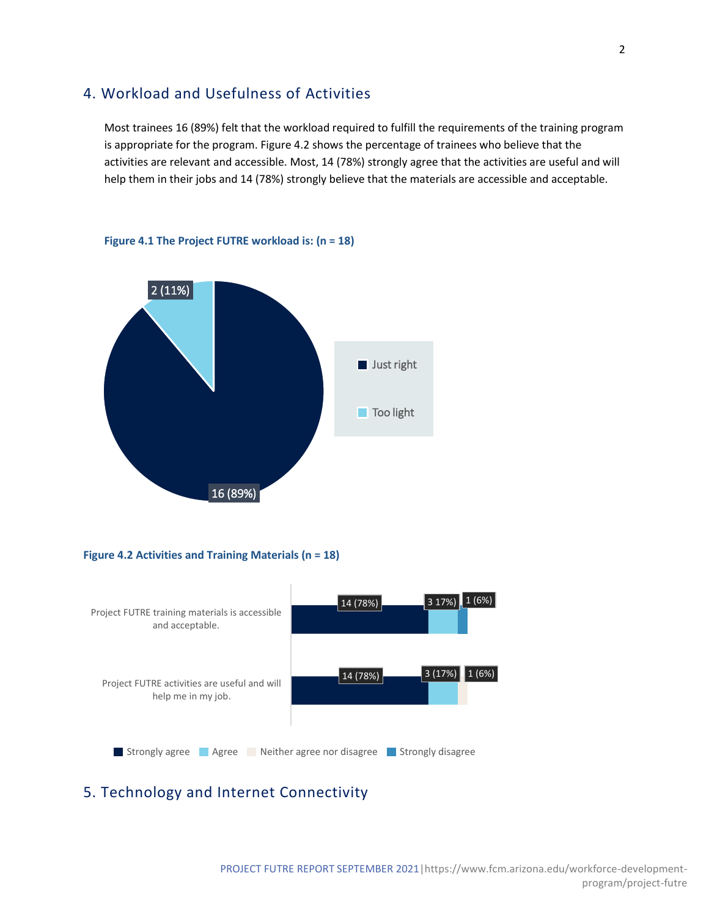## 4. Workload and Usefulness of Activities

Most trainees 16 (89%) felt that the workload required to fulfill the requirements of the training program is appropriate for the program. Figure 4.2 shows the percentage of trainees who believe that the activities are relevant and accessible. Most, 14 (78%) strongly agree that the activities are useful and will help them in their jobs and 14 (78%) strongly believe that the materials are accessible and acceptable.

**Figure 4.1 The Project FUTRE workload is: (n = 18)**

2 (11%)

16 (89%)

Just right

Too light

**Figure 4.2 Activities and Training Materials (n = 18)**

Project FUTRE training materials is accessible and acceptable.

14 (78%)

3 17%)

1 (6%)

Project FUTRE activities are useful and will help me in my job.

14 (78%)

3 (17%)

1 (6%)

Strongly agree

Agree

Neither agree nor disagree

Strongly disagree

## 5. Technology and Internet Connectivity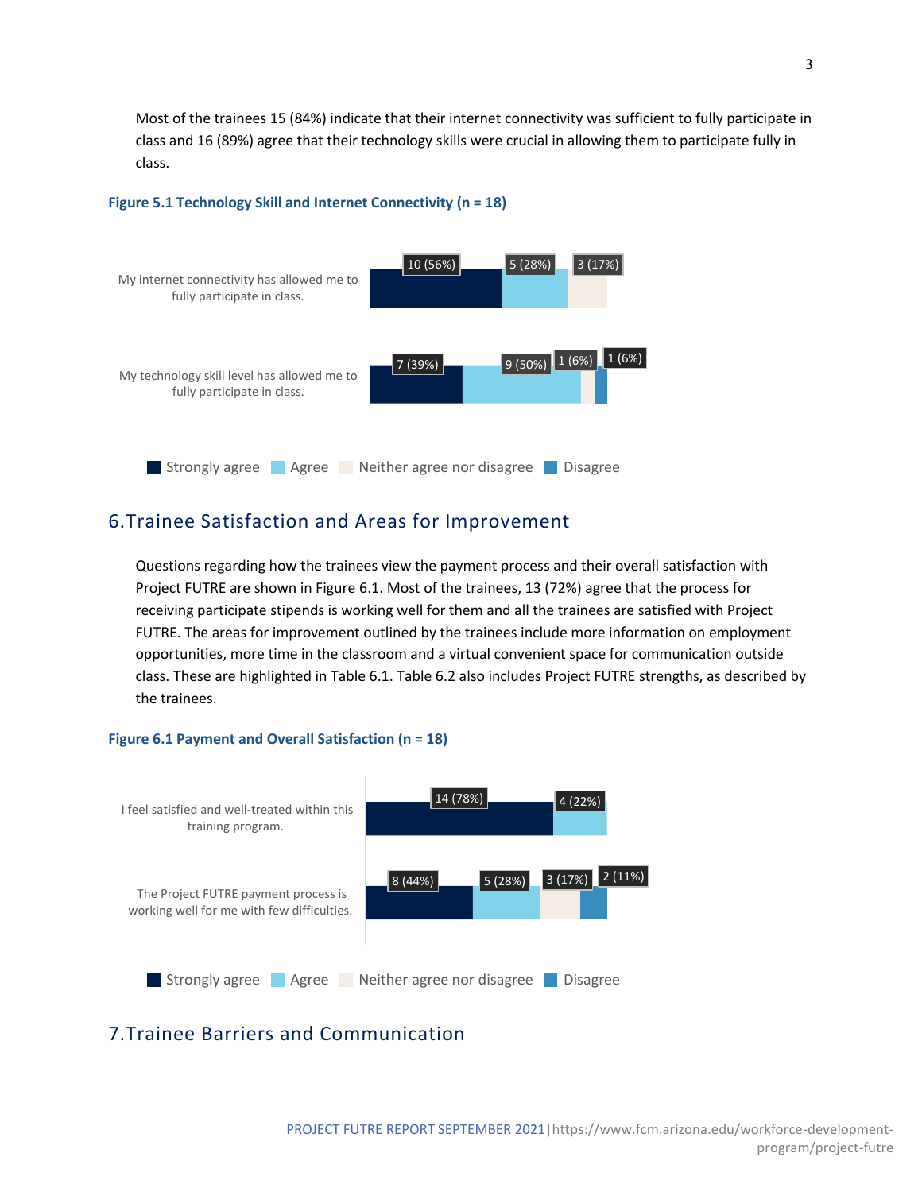Most of the trainees 15 (84%) indicate that their internet connectivity was sufficient to fully participate in class and 16 (89%) agree that their technology skills were crucial in allowing them to participate fully in class.

**Figure 5.1 Technology Skill and Internet Connectivity (n = 18)**

My internet connectivity has allowed me to fully participate in class.

10 (56%)
5 (28%)
3 (17%)

My technology skill level has allowed me to fully participate in class.

7 (39%)
9 (50%)
1 (6%)
1 (6%)

Strongly agree
Agree
Neither agree nor disagree
Disagree

## 6. Trainee Satisfaction and Areas for Improvement

Questions regarding how the trainees view the payment process and their overall satisfaction with Project FUTRE are shown in Figure 6.1. Most of the trainees, 13 (72%) agree that the process for receiving participate stipends is working well for them and all the trainees are satisfied with Project FUTRE. The areas for improvement outlined by the trainees include more information on employment opportunities, more time in the classroom and a virtual convenient space for communication outside class. These are highlighted in Table 6.1. Table 6.2 also includes Project FUTRE strengths, as described by the trainees.

**Figure 6.1 Payment and Overall Satisfaction (n = 18)**

I feel satisfied and well-treated within this training program.

14 (78%)
4 (22%)

The Project FUTRE payment process is working well for me with few difficulties.

8 (44%)
5 (28%)
3 (17%)
2 (11%)

Strongly agree
Agree
Neither agree nor disagree
Disagree

## 7. Trainee Barriers and Communication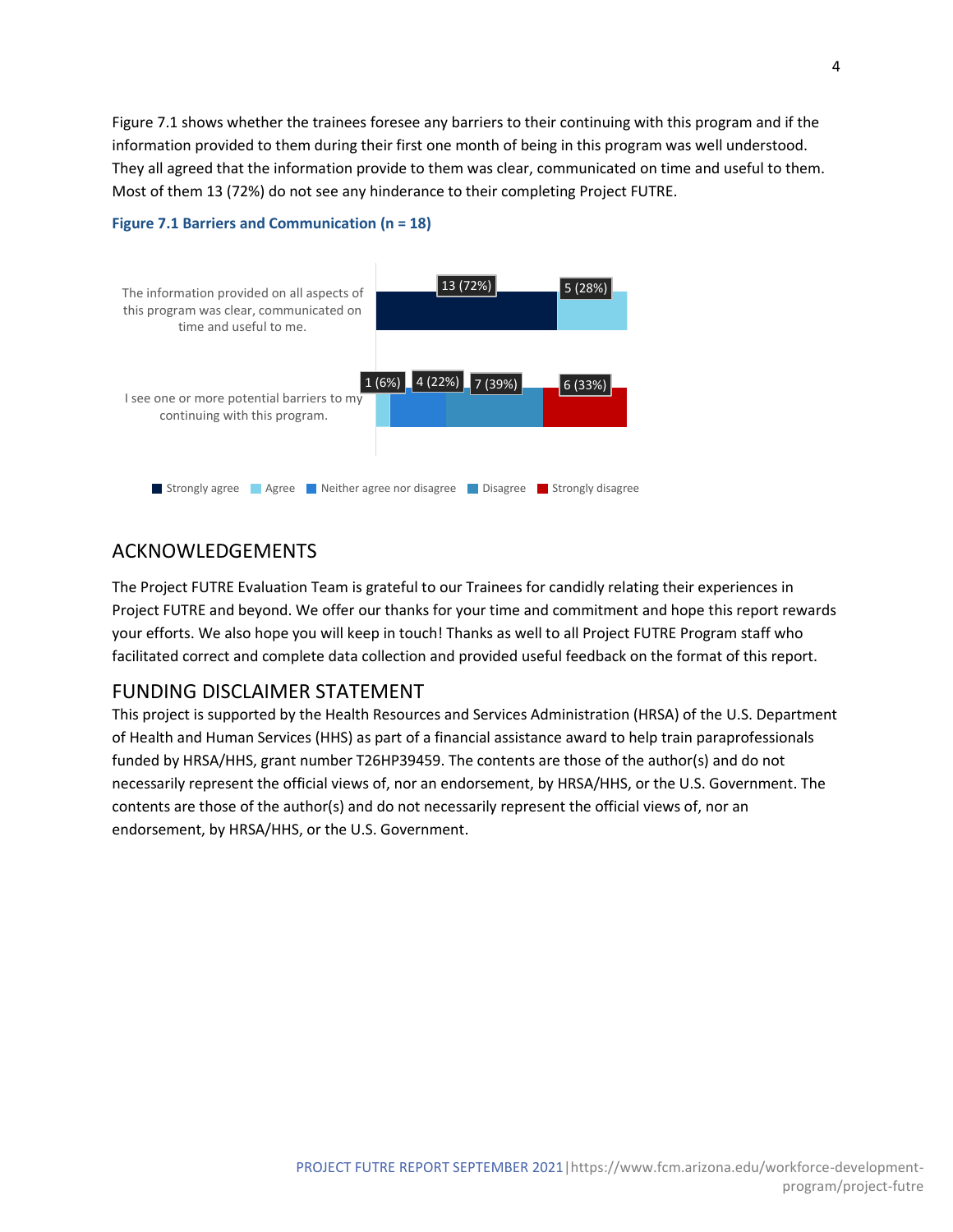Figure 7.1 shows whether the trainees foresee any barriers to their continuing with this program and if the information provided to them during their first one month of being in this program was well understood. They all agreed that the information provide to them was clear, communicated on time and useful to them. Most of them 13 (72%) do not see any hinderance to their completing Project FUTRE.

**Figure 7.1 Barriers and Communication (n = 18)**

The information provided on all aspects of this program was clear, communicated on time and useful to me.
13 (72%)
5 (28%)

I see one or more potential barriers to my continuing with this program.
1 (6%)
4 (22%)
7 (39%)
6 (33%)

Strongly agree
Agree
Neither agree nor disagree
Disagree
Strongly disagree

## ACKNOWLEDGEMENTS

The Project FUTRE Evaluation Team is grateful to our Trainees for candidly relating their experiences in Project FUTRE and beyond. We offer our thanks for your time and commitment and hope this report rewards your efforts. We also hope you will keep in touch! Thanks as well to all Project FUTRE Program staff who facilitated correct and complete data collection and provided useful feedback on the format of this report.

## FUNDING DISCLAIMER STATEMENT

This project is supported by the Health Resources and Services Administration (HRSA) of the U.S. Department of Health and Human Services (HHS) as part of a financial assistance award to help train paraprofessionals funded by HRSA/HHS, grant number T26HP39459. The contents are those of the author(s) and do not necessarily represent the official views of, nor an endorsement, by HRSA/HHS, or the U.S. Government. The contents are those of the author(s) and do not necessarily represent the official views of, nor an endorsement, by HRSA/HHS, or the U.S. Government.